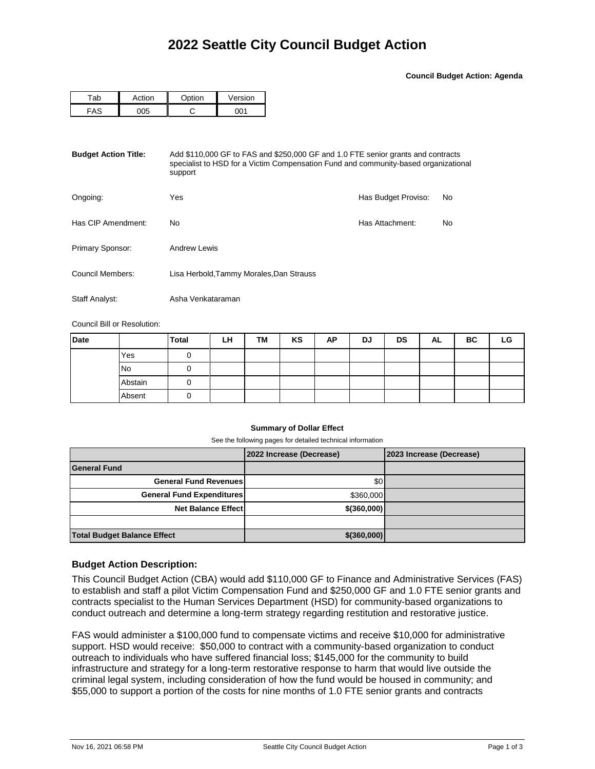# 2022 Seattle City Council Budget Action

**Council Budget Action: Agenda**

| Tab | Action | Option | Version |
|---|---|---|---|
| FAS | 005 | C | 001 |

**Budget Action Title:** Add $110,000 GF to FAS and $250,000 GF and 1.0 FTE senior grants and contracts specialist to HSD for a Victim Compensation Fund and community-based organizational support

Ongoing: Yes

Has Budget Proviso: No

Has CIP Amendment: No

Has Attachment: No

Primary Sponsor: Andrew Lewis

Council Members: Lisa Herbold,Tammy Morales,Dan Strauss

Staff Analyst: Asha Venkataraman

Council Bill or Resolution:

| Date | | Total | LH | TM | KS | AP | DJ | DS | AL | BC | LG |
|---|---|---|---|---|---|---|---|---|---|---|---|
| | Yes | 0 | | | | | | | | | |
| | No | 0 | | | | | | | | | |
| | Abstain | 0 | | | | | | | | | |
| | Absent | 0 | | | | | | | | | |

**Summary of Dollar Effect**

See the following pages for detailed technical information

| | 2022 Increase (Decrease) | 2023 Increase (Decrease) |
|---|---|---|
| **General Fund** | | |
| **General Fund Revenues** | $0 | |
| **General Fund Expenditures** | $360,000 | |
| **Net Balance Effect** | **$(360,000)** | |
| | | |
| **Total Budget Balance Effect** | **$(360,000)** | |

## Budget Action Description:

This Council Budget Action (CBA) would add $110,000 GF to Finance and Administrative Services (FAS) to establish and staff a pilot Victim Compensation Fund and $250,000 GF and 1.0 FTE senior grants and contracts specialist to the Human Services Department (HSD) for community-based organizations to conduct outreach and determine a long-term strategy regarding restitution and restorative justice.

FAS would administer a $100,000 fund to compensate victims and receive $10,000 for administrative support. HSD would receive: $50,000 to contract with a community-based organization to conduct outreach to individuals who have suffered financial loss; $145,000 for the community to build infrastructure and strategy for a long-term restorative response to harm that would live outside the criminal legal system, including consideration of how the fund would be housed in community; and $55,000 to support a portion of the costs for nine months of 1.0 FTE senior grants and contracts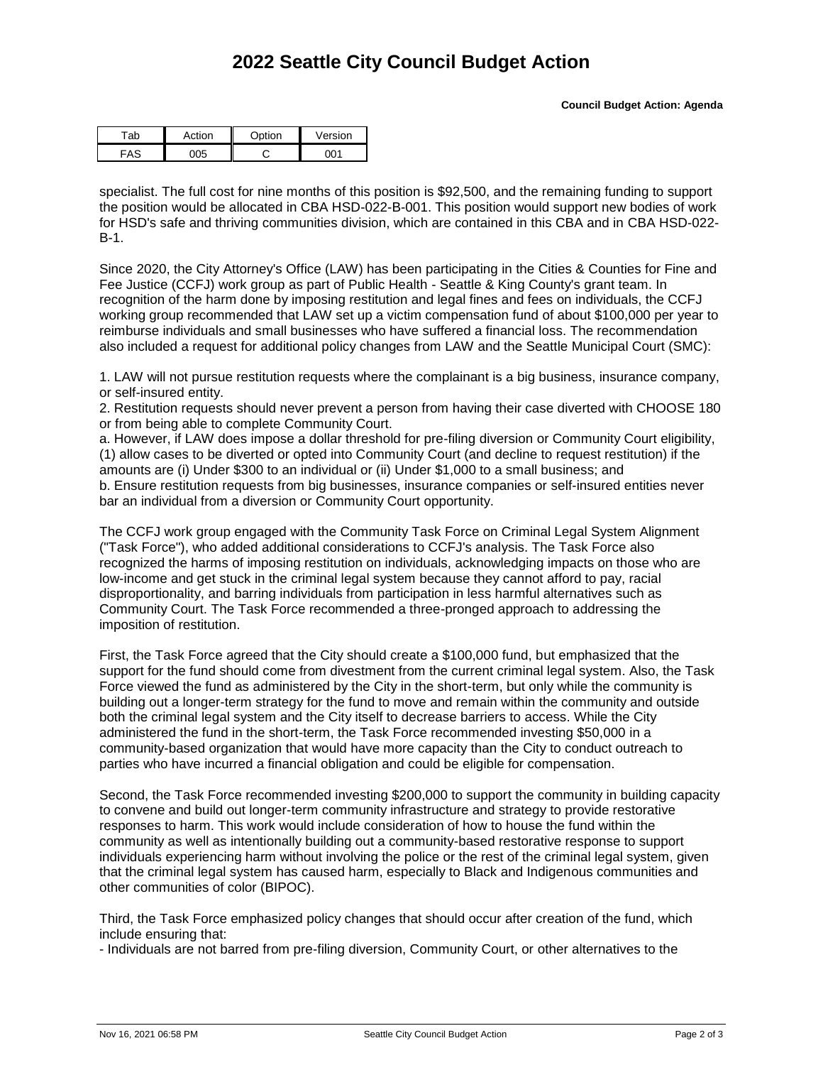# 2022 Seattle City Council Budget Action

**Council Budget Action: Agenda**

| Tab | Action | Option | Version |
|---|---|---|---|
| FAS | 005 | C | 001 |

specialist. The full cost for nine months of this position is $92,500, and the remaining funding to support the position would be allocated in CBA HSD-022-B-001. This position would support new bodies of work for HSD's safe and thriving communities division, which are contained in this CBA and in CBA HSD-022-B-1.

Since 2020, the City Attorney's Office (LAW) has been participating in the Cities & Counties for Fine and Fee Justice (CCFJ) work group as part of Public Health - Seattle & King County's grant team. In recognition of the harm done by imposing restitution and legal fines and fees on individuals, the CCFJ working group recommended that LAW set up a victim compensation fund of about $100,000 per year to reimburse individuals and small businesses who have suffered a financial loss. The recommendation also included a request for additional policy changes from LAW and the Seattle Municipal Court (SMC):

1. LAW will not pursue restitution requests where the complainant is a big business, insurance company, or self-insured entity.
2. Restitution requests should never prevent a person from having their case diverted with CHOOSE 180 or from being able to complete Community Court.
a. However, if LAW does impose a dollar threshold for pre-filing diversion or Community Court eligibility, (1) allow cases to be diverted or opted into Community Court (and decline to request restitution) if the amounts are (i) Under $300 to an individual or (ii) Under $1,000 to a small business; and
b. Ensure restitution requests from big businesses, insurance companies or self-insured entities never bar an individual from a diversion or Community Court opportunity.

The CCFJ work group engaged with the Community Task Force on Criminal Legal System Alignment ("Task Force"), who added additional considerations to CCFJ's analysis. The Task Force also recognized the harms of imposing restitution on individuals, acknowledging impacts on those who are low-income and get stuck in the criminal legal system because they cannot afford to pay, racial disproportionality, and barring individuals from participation in less harmful alternatives such as Community Court. The Task Force recommended a three-pronged approach to addressing the imposition of restitution.

First, the Task Force agreed that the City should create a $100,000 fund, but emphasized that the support for the fund should come from divestment from the current criminal legal system. Also, the Task Force viewed the fund as administered by the City in the short-term, but only while the community is building out a longer-term strategy for the fund to move and remain within the community and outside both the criminal legal system and the City itself to decrease barriers to access. While the City administered the fund in the short-term, the Task Force recommended investing $50,000 in a community-based organization that would have more capacity than the City to conduct outreach to parties who have incurred a financial obligation and could be eligible for compensation.

Second, the Task Force recommended investing $200,000 to support the community in building capacity to convene and build out longer-term community infrastructure and strategy to provide restorative responses to harm. This work would include consideration of how to house the fund within the community as well as intentionally building out a community-based restorative response to support individuals experiencing harm without involving the police or the rest of the criminal legal system, given that the criminal legal system has caused harm, especially to Black and Indigenous communities and other communities of color (BIPOC).

Third, the Task Force emphasized policy changes that should occur after creation of the fund, which include ensuring that:

- Individuals are not barred from pre-filing diversion, Community Court, or other alternatives to the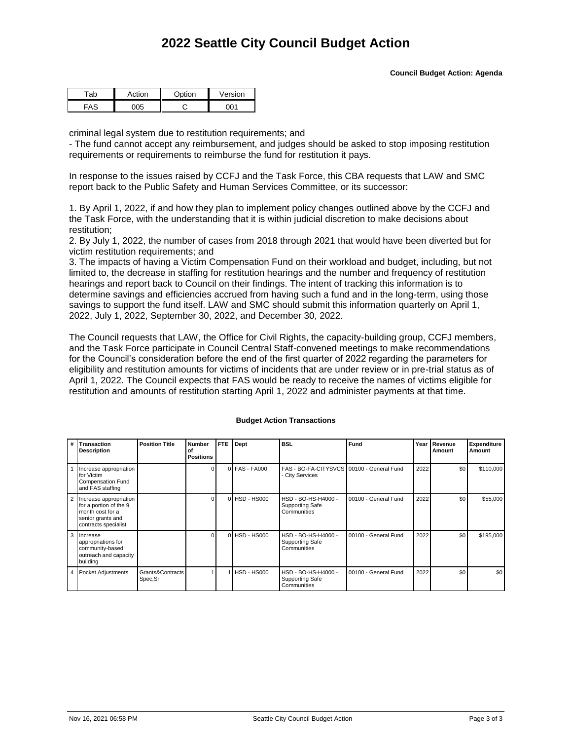# 2022 Seattle City Council Budget Action

**Council Budget Action: Agenda**

| Tab | Action | Option | Version |
|---|---|---|---|
| FAS | 005 | C | 001 |

criminal legal system due to restitution requirements; and

- The fund cannot accept any reimbursement, and judges should be asked to stop imposing restitution requirements or requirements to reimburse the fund for restitution it pays.

In response to the issues raised by CCFJ and the Task Force, this CBA requests that LAW and SMC report back to the Public Safety and Human Services Committee, or its successor:

1. By April 1, 2022, if and how they plan to implement policy changes outlined above by the CCFJ and the Task Force, with the understanding that it is within judicial discretion to make decisions about restitution;
2. By July 1, 2022, the number of cases from 2018 through 2021 that would have been diverted but for victim restitution requirements; and
3. The impacts of having a Victim Compensation Fund on their workload and budget, including, but not limited to, the decrease in staffing for restitution hearings and the number and frequency of restitution hearings and report back to Council on their findings. The intent of tracking this information is to determine savings and efficiencies accrued from having such a fund and in the long-term, using those savings to support the fund itself. LAW and SMC should submit this information quarterly on April 1, 2022, July 1, 2022, September 30, 2022, and December 30, 2022.

The Council requests that LAW, the Office for Civil Rights, the capacity-building group, CCFJ members, and the Task Force participate in Council Central Staff-convened meetings to make recommendations for the Council's consideration before the end of the first quarter of 2022 regarding the parameters for eligibility and restitution amounts for victims of incidents that are under review or in pre-trial status as of April 1, 2022. The Council expects that FAS would be ready to receive the names of victims eligible for restitution and amounts of restitution starting April 1, 2022 and administer payments at that time.

**Budget Action Transactions**

| # | Transaction Description | Position Title | Number of Positions | FTE | Dept | BSL | Fund | Year | Revenue Amount | Expenditure Amount |
|---|---|---|---|---|---|---|---|---|---|---|
| 1 | Increase appropriation for Victim Compensation Fund and FAS staffing | | 0 | 0 | FAS - FA000 | FAS - BO-FA-CITYSVCS - City Services | 00100 - General Fund | 2022 | $0 | $110,000 |
| 2 | Increase appropriation for a portion of the 9 month cost for a senior grants and contracts specialist | | 0 | 0 | HSD - HS000 | HSD - BO-HS-H4000 - Supporting Safe Communities | 00100 - General Fund | 2022 | $0 | $55,000 |
| 3 | Increase appropriations for community-based outreach and capacity building | | 0 | 0 | HSD - HS000 | HSD - BO-HS-H4000 - Supporting Safe Communities | 00100 - General Fund | 2022 | $0 | $195,000 |
| 4 | Pocket Adjustments | Grants&Contracts Spec,Sr | 1 | 1 | HSD - HS000 | HSD - BO-HS-H4000 - Supporting Safe Communities | 00100 - General Fund | 2022 | $0 | $0 |